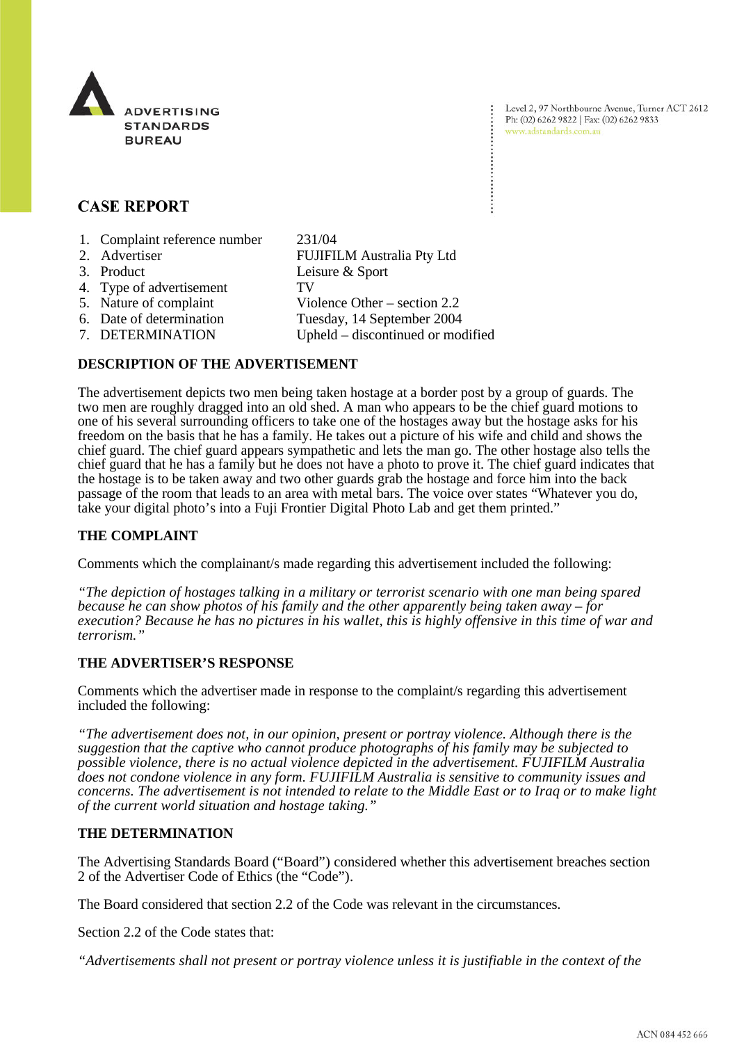ADVERTISING STANDARDS BUREAU

Level 2, 97 Northbourne Avenue, Turner ACT 2612
Ph: (02) 6262 9822 | Fax: (02) 6262 9833
www.adstandards.com.au

# CASE REPORT

| | | |
|---|---|---|
| 1. | Complaint reference number | 231/04 |
| 2. | Advertiser | FUJIFILM Australia Pty Ltd |
| 3. | Product | Leisure & Sport |
| 4. | Type of advertisement | TV |
| 5. | Nature of complaint | Violence Other – section 2.2 |
| 6. | Date of determination | Tuesday, 14 September 2004 |
| 7. | DETERMINATION | Upheld – discontinued or modified |

## DESCRIPTION OF THE ADVERTISEMENT

The advertisement depicts two men being taken hostage at a border post by a group of guards. The two men are roughly dragged into an old shed. A man who appears to be the chief guard motions to one of his several surrounding officers to take one of the hostages away but the hostage asks for his freedom on the basis that he has a family. He takes out a picture of his wife and child and shows the chief guard. The chief guard appears sympathetic and lets the man go. The other hostage also tells the chief guard that he has a family but he does not have a photo to prove it. The chief guard indicates that the hostage is to be taken away and two other guards grab the hostage and force him into the back passage of the room that leads to an area with metal bars. The voice over states "Whatever you do, take your digital photo's into a Fuji Frontier Digital Photo Lab and get them printed."

## THE COMPLAINT

Comments which the complainant/s made regarding this advertisement included the following:

*"The depiction of hostages talking in a military or terrorist scenario with one man being spared because he can show photos of his family and the other apparently being taken away – for execution? Because he has no pictures in his wallet, this is highly offensive in this time of war and terrorism."*

## THE ADVERTISER'S RESPONSE

Comments which the advertiser made in response to the complaint/s regarding this advertisement included the following:

*"The advertisement does not, in our opinion, present or portray violence. Although there is the suggestion that the captive who cannot produce photographs of his family may be subjected to possible violence, there is no actual violence depicted in the advertisement. FUJIFILM Australia does not condone violence in any form. FUJIFILM Australia is sensitive to community issues and concerns. The advertisement is not intended to relate to the Middle East or to Iraq or to make light of the current world situation and hostage taking."*

## THE DETERMINATION

The Advertising Standards Board ("Board") considered whether this advertisement breaches section 2 of the Advertiser Code of Ethics (the "Code").

The Board considered that section 2.2 of the Code was relevant in the circumstances.

Section 2.2 of the Code states that:

*"Advertisements shall not present or portray violence unless it is justifiable in the context of the*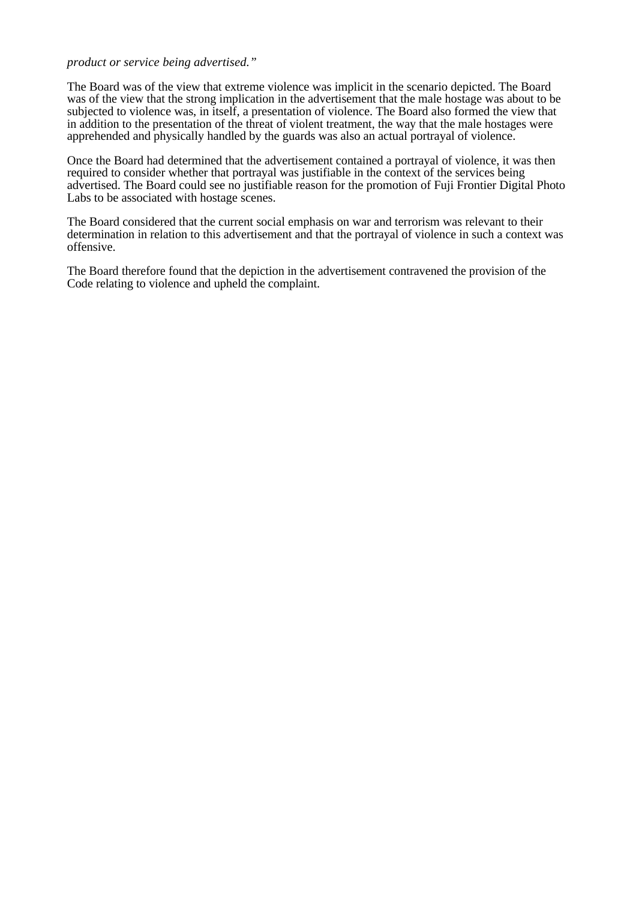*product or service being advertised."*

The Board was of the view that extreme violence was implicit in the scenario depicted. The Board was of the view that the strong implication in the advertisement that the male hostage was about to be subjected to violence was, in itself, a presentation of violence. The Board also formed the view that in addition to the presentation of the threat of violent treatment, the way that the male hostages were apprehended and physically handled by the guards was also an actual portrayal of violence.

Once the Board had determined that the advertisement contained a portrayal of violence, it was then required to consider whether that portrayal was justifiable in the context of the services being advertised. The Board could see no justifiable reason for the promotion of Fuji Frontier Digital Photo Labs to be associated with hostage scenes.

The Board considered that the current social emphasis on war and terrorism was relevant to their determination in relation to this advertisement and that the portrayal of violence in such a context was offensive.

The Board therefore found that the depiction in the advertisement contravened the provision of the Code relating to violence and upheld the complaint.